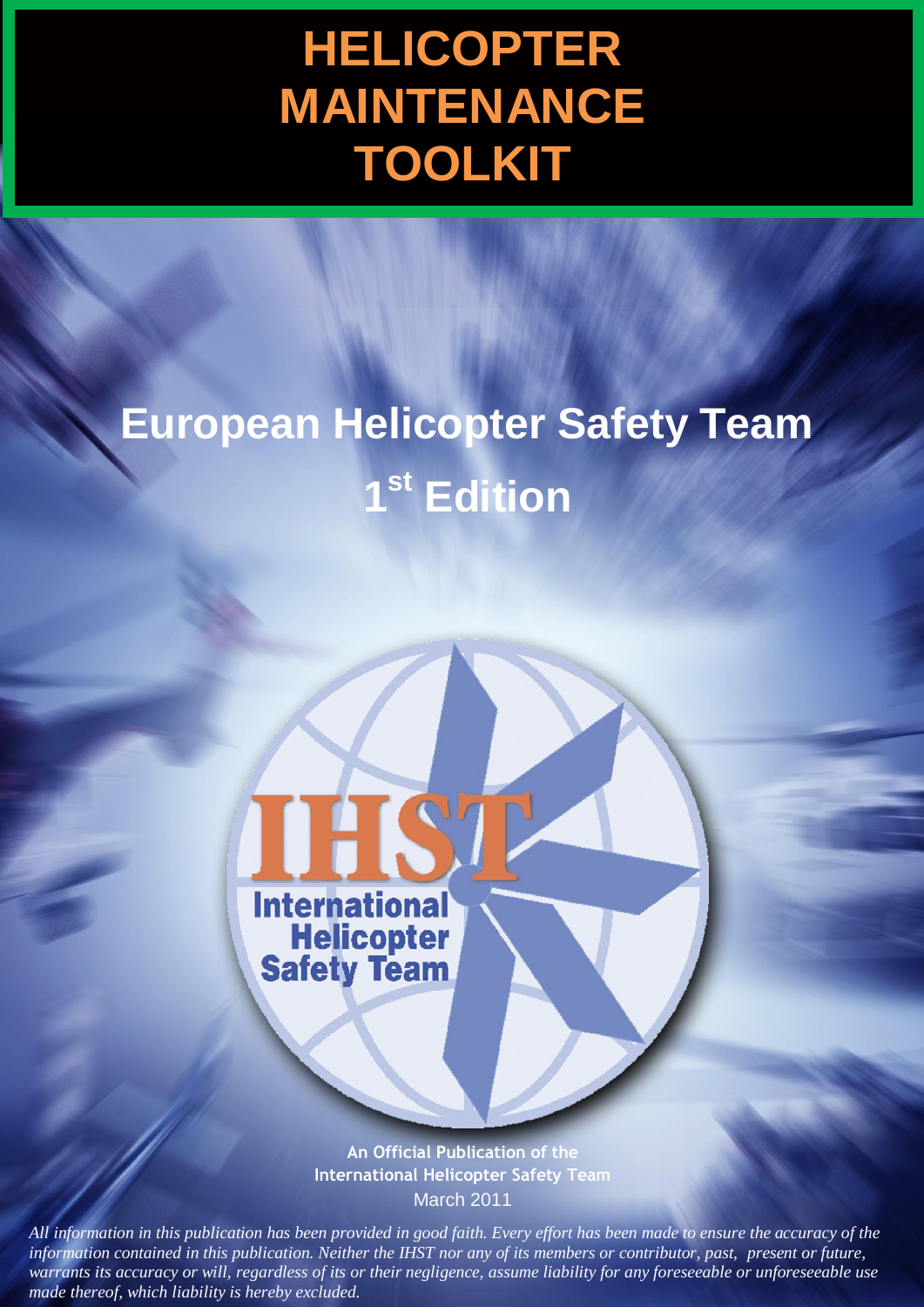# HELICOPTER MAINTENANCE TOOLKIT

## European Helicopter Safety Team

## 1st Edition

IHST
International Helicopter Safety Team

**An Official Publication of the International Helicopter Safety Team**
March 2011

*All information in this publication has been provided in good faith. Every effort has been made to ensure the accuracy of the information contained in this publication. Neither the IHST nor any of its members or contributor, past, present or future, warrants its accuracy or will, regardless of its or their negligence, assume liability for any foreseeable or unforeseeable use made thereof, which liability is hereby excluded.*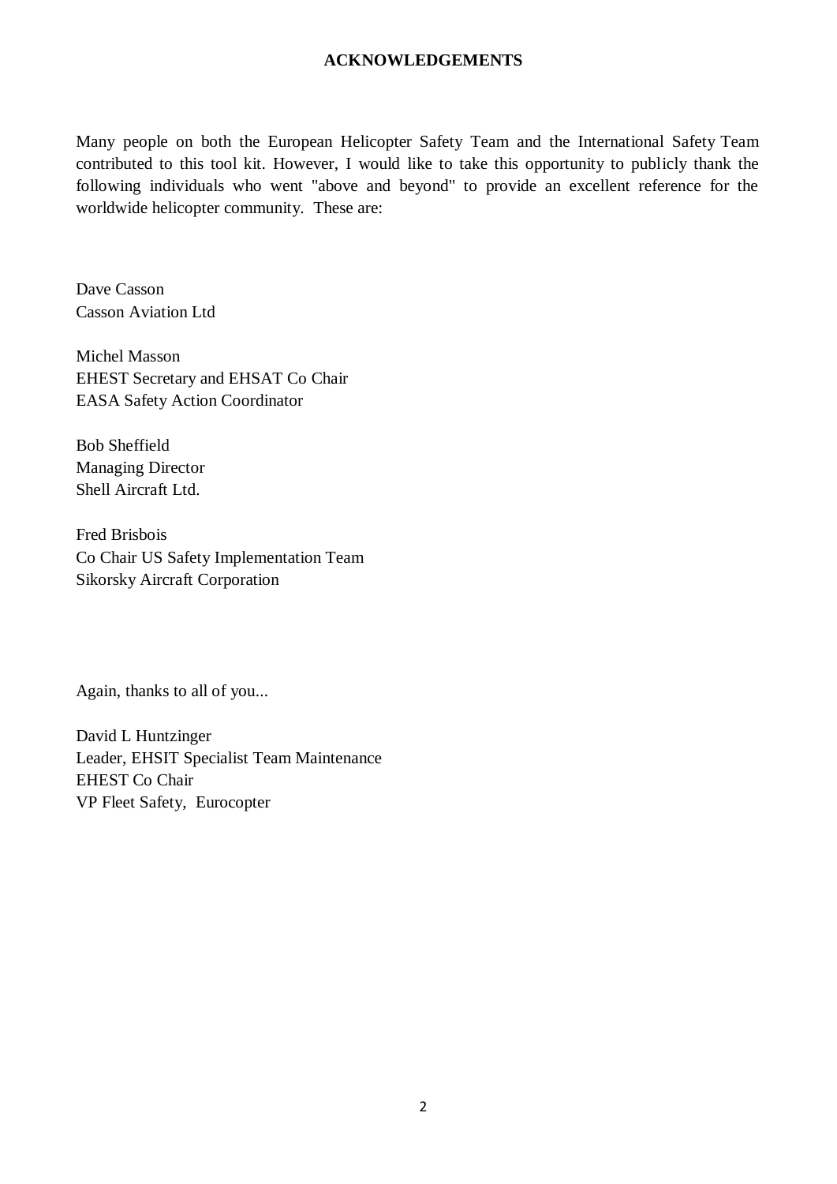# ACKNOWLEDGEMENTS

Many people on both the European Helicopter Safety Team and the International Safety Team contributed to this tool kit. However, I would like to take this opportunity to publicly thank the following individuals who went "above and beyond" to provide an excellent reference for the worldwide helicopter community. These are:

Dave Casson  
Casson Aviation Ltd

Michel Masson  
EHEST Secretary and EHSAT Co Chair  
EASA Safety Action Coordinator

Bob Sheffield  
Managing Director  
Shell Aircraft Ltd.

Fred Brisbois  
Co Chair US Safety Implementation Team  
Sikorsky Aircraft Corporation

Again, thanks to all of you...

David L Huntzinger  
Leader, EHSIT Specialist Team Maintenance  
EHEST Co Chair  
VP Fleet Safety, Eurocopter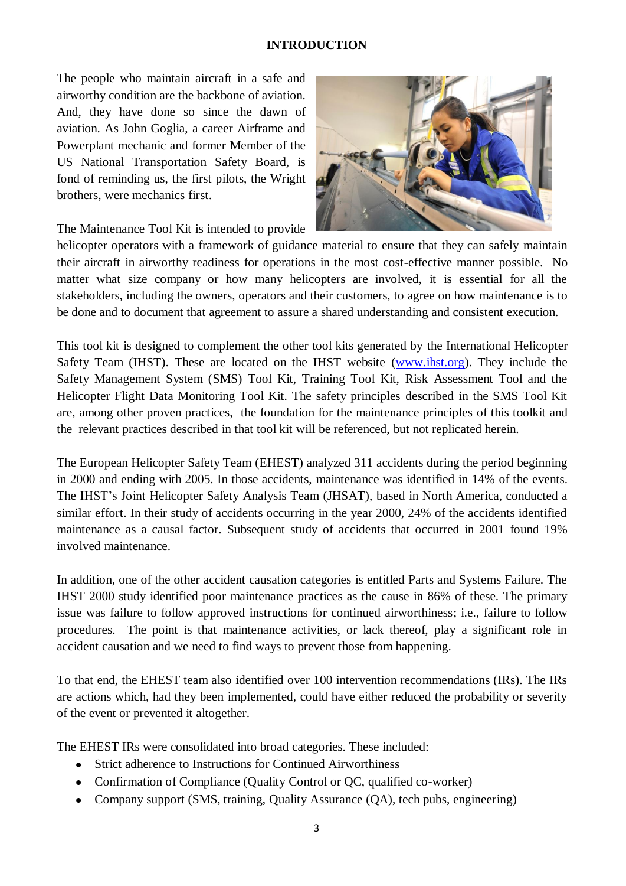# INTRODUCTION

The people who maintain aircraft in a safe and airworthy condition are the backbone of aviation. And, they have done so since the dawn of aviation. As John Goglia, a career Airframe and Powerplant mechanic and former Member of the US National Transportation Safety Board, is fond of reminding us, the first pilots, the Wright brothers, were mechanics first.

The Maintenance Tool Kit is intended to provide helicopter operators with a framework of guidance material to ensure that they can safely maintain their aircraft in airworthy readiness for operations in the most cost-effective manner possible. No matter what size company or how many helicopters are involved, it is essential for all the stakeholders, including the owners, operators and their customers, to agree on how maintenance is to be done and to document that agreement to assure a shared understanding and consistent execution.

This tool kit is designed to complement the other tool kits generated by the International Helicopter Safety Team (IHST). These are located on the IHST website (www.ihst.org). They include the Safety Management System (SMS) Tool Kit, Training Tool Kit, Risk Assessment Tool and the Helicopter Flight Data Monitoring Tool Kit. The safety principles described in the SMS Tool Kit are, among other proven practices, the foundation for the maintenance principles of this toolkit and the relevant practices described in that tool kit will be referenced, but not replicated herein.

The European Helicopter Safety Team (EHEST) analyzed 311 accidents during the period beginning in 2000 and ending with 2005. In those accidents, maintenance was identified in 14% of the events. The IHST's Joint Helicopter Safety Analysis Team (JHSAT), based in North America, conducted a similar effort. In their study of accidents occurring in the year 2000, 24% of the accidents identified maintenance as a causal factor. Subsequent study of accidents that occurred in 2001 found 19% involved maintenance.

In addition, one of the other accident causation categories is entitled Parts and Systems Failure. The IHST 2000 study identified poor maintenance practices as the cause in 86% of these. The primary issue was failure to follow approved instructions for continued airworthiness; i.e., failure to follow procedures. The point is that maintenance activities, or lack thereof, play a significant role in accident causation and we need to find ways to prevent those from happening.

To that end, the EHEST team also identified over 100 intervention recommendations (IRs). The IRs are actions which, had they been implemented, could have either reduced the probability or severity of the event or prevented it altogether.

The EHEST IRs were consolidated into broad categories. These included:

- Strict adherence to Instructions for Continued Airworthiness
- Confirmation of Compliance (Quality Control or QC, qualified co-worker)
- Company support (SMS, training, Quality Assurance (QA), tech pubs, engineering)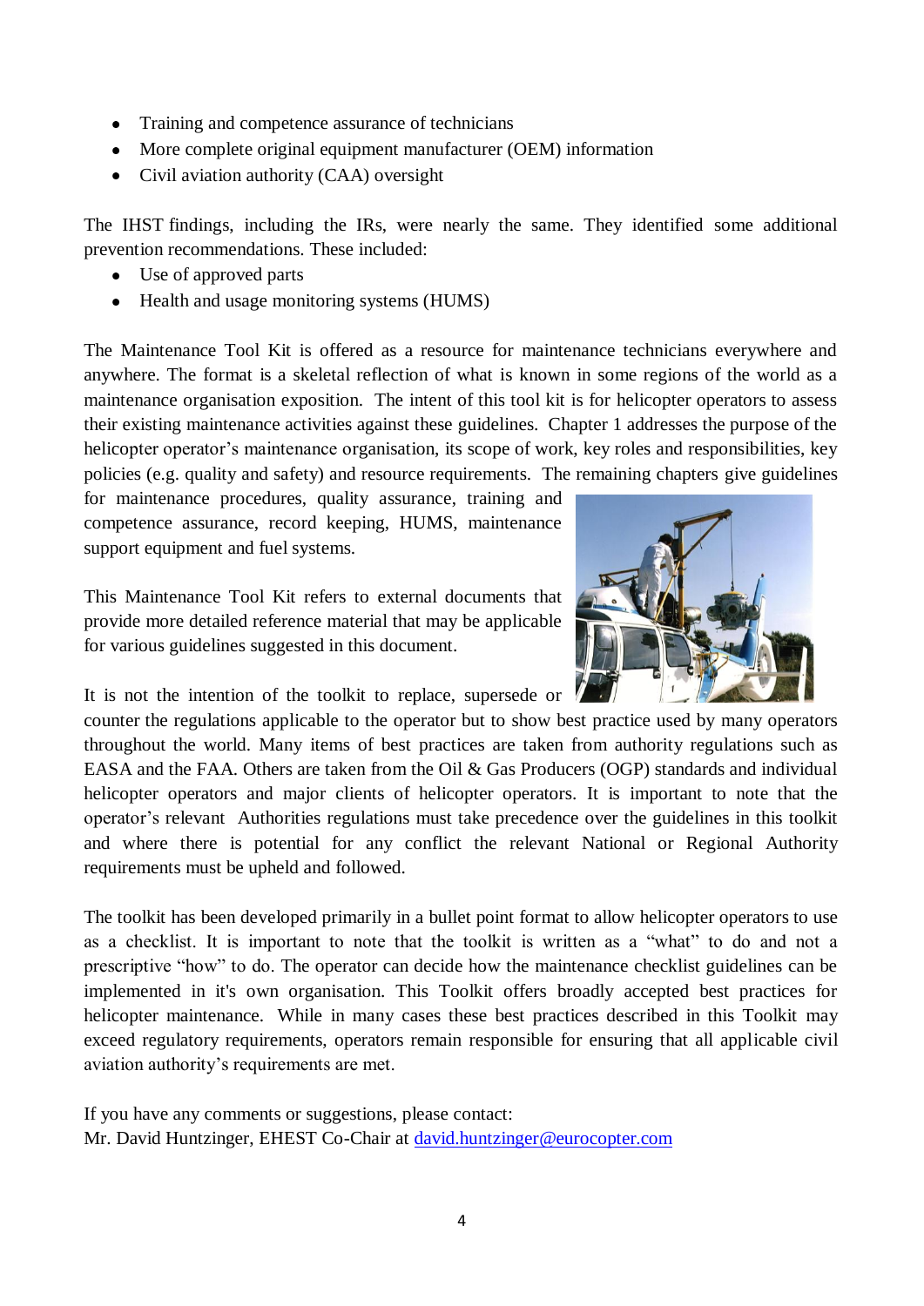- Training and competence assurance of technicians
- More complete original equipment manufacturer (OEM) information
- Civil aviation authority (CAA) oversight

The IHST findings, including the IRs, were nearly the same. They identified some additional prevention recommendations. These included:

- Use of approved parts
- Health and usage monitoring systems (HUMS)

The Maintenance Tool Kit is offered as a resource for maintenance technicians everywhere and anywhere. The format is a skeletal reflection of what is known in some regions of the world as a maintenance organisation exposition. The intent of this tool kit is for helicopter operators to assess their existing maintenance activities against these guidelines. Chapter 1 addresses the purpose of the helicopter operator's maintenance organisation, its scope of work, key roles and responsibilities, key policies (e.g. quality and safety) and resource requirements. The remaining chapters give guidelines for maintenance procedures, quality assurance, training and competence assurance, record keeping, HUMS, maintenance support equipment and fuel systems.

This Maintenance Tool Kit refers to external documents that provide more detailed reference material that may be applicable for various guidelines suggested in this document.

It is not the intention of the toolkit to replace, supersede or counter the regulations applicable to the operator but to show best practice used by many operators throughout the world. Many items of best practices are taken from authority regulations such as EASA and the FAA. Others are taken from the Oil & Gas Producers (OGP) standards and individual helicopter operators and major clients of helicopter operators. It is important to note that the operator's relevant Authorities regulations must take precedence over the guidelines in this toolkit and where there is potential for any conflict the relevant National or Regional Authority requirements must be upheld and followed.

The toolkit has been developed primarily in a bullet point format to allow helicopter operators to use as a checklist. It is important to note that the toolkit is written as a "what" to do and not a prescriptive "how" to do. The operator can decide how the maintenance checklist guidelines can be implemented in it's own organisation. This Toolkit offers broadly accepted best practices for helicopter maintenance. While in many cases these best practices described in this Toolkit may exceed regulatory requirements, operators remain responsible for ensuring that all applicable civil aviation authority's requirements are met.

If you have any comments or suggestions, please contact:
Mr. David Huntzinger, EHEST Co-Chair at david.huntzinger@eurocopter.com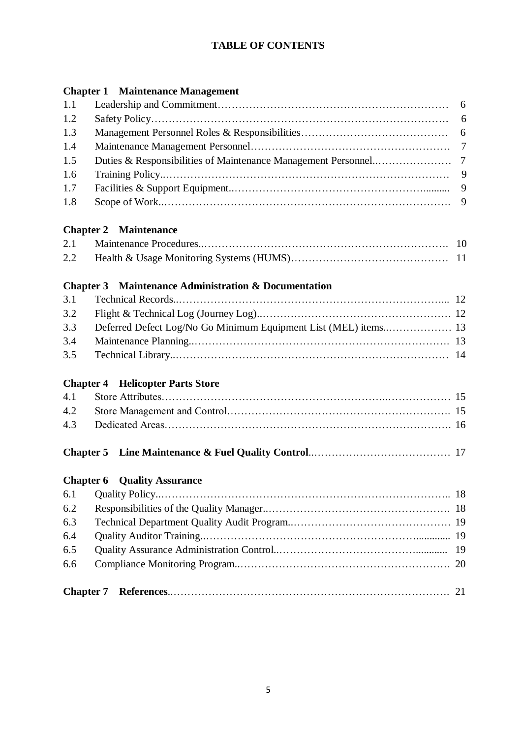# TABLE OF CONTENTS

**Chapter 1 Maintenance Management**

| | | |
|---|---|---|
| 1.1 | Leadership and Commitment | 6 |
| 1.2 | Safety Policy | 6 |
| 1.3 | Management Personnel Roles & Responsibilities | 6 |
| 1.4 | Maintenance Management Personnel | 7 |
| 1.5 | Duties & Responsibilities of Maintenance Management Personnel | 7 |
| 1.6 | Training Policy | 9 |
| 1.7 | Facilities & Support Equipment | 9 |
| 1.8 | Scope of Work | 9 |

**Chapter 2 Maintenance**

| | | |
|---|---|---|
| 2.1 | Maintenance Procedures | 10 |
| 2.2 | Health & Usage Monitoring Systems (HUMS) | 11 |

**Chapter 3 Maintenance Administration & Documentation**

| | | |
|---|---|---|
| 3.1 | Technical Records | 12 |
| 3.2 | Flight & Technical Log (Journey Log) | 12 |
| 3.3 | Deferred Defect Log/No Go Minimum Equipment List (MEL) items | 13 |
| 3.4 | Maintenance Planning | 13 |
| 3.5 | Technical Library | 14 |

**Chapter 4 Helicopter Parts Store**

| | | |
|---|---|---|
| 4.1 | Store Attributes | 15 |
| 4.2 | Store Management and Control | 15 |
| 4.3 | Dedicated Areas | 16 |

**Chapter 5 Line Maintenance & Fuel Quality Control** ..... 17

**Chapter 6 Quality Assurance**

| | | |
|---|---|---|
| 6.1 | Quality Policy | 18 |
| 6.2 | Responsibilities of the Quality Manager | 18 |
| 6.3 | Technical Department Quality Audit Program | 19 |
| 6.4 | Quality Auditor Training | 19 |
| 6.5 | Quality Assurance Administration Control | 19 |
| 6.6 | Compliance Monitoring Program | 20 |

**Chapter 7 References** ..... 21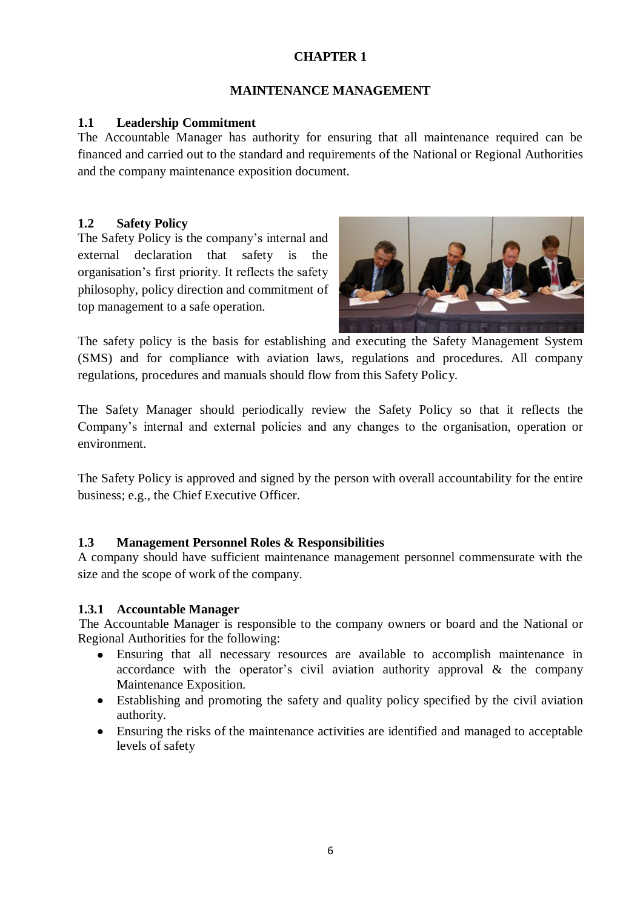# CHAPTER 1

## MAINTENANCE MANAGEMENT

### 1.1 Leadership Commitment

The Accountable Manager has authority for ensuring that all maintenance required can be financed and carried out to the standard and requirements of the National or Regional Authorities and the company maintenance exposition document.

### 1.2 Safety Policy

The Safety Policy is the company's internal and external declaration that safety is the organisation's first priority. It reflects the safety philosophy, policy direction and commitment of top management to a safe operation.

The safety policy is the basis for establishing and executing the Safety Management System (SMS) and for compliance with aviation laws, regulations and procedures. All company regulations, procedures and manuals should flow from this Safety Policy.

The Safety Manager should periodically review the Safety Policy so that it reflects the Company's internal and external policies and any changes to the organisation, operation or environment.

The Safety Policy is approved and signed by the person with overall accountability for the entire business; e.g., the Chief Executive Officer.

### 1.3 Management Personnel Roles & Responsibilities

A company should have sufficient maintenance management personnel commensurate with the size and the scope of work of the company.

#### 1.3.1 Accountable Manager

The Accountable Manager is responsible to the company owners or board and the National or Regional Authorities for the following:

- Ensuring that all necessary resources are available to accomplish maintenance in accordance with the operator's civil aviation authority approval & the company Maintenance Exposition.
- Establishing and promoting the safety and quality policy specified by the civil aviation authority.
- Ensuring the risks of the maintenance activities are identified and managed to acceptable levels of safety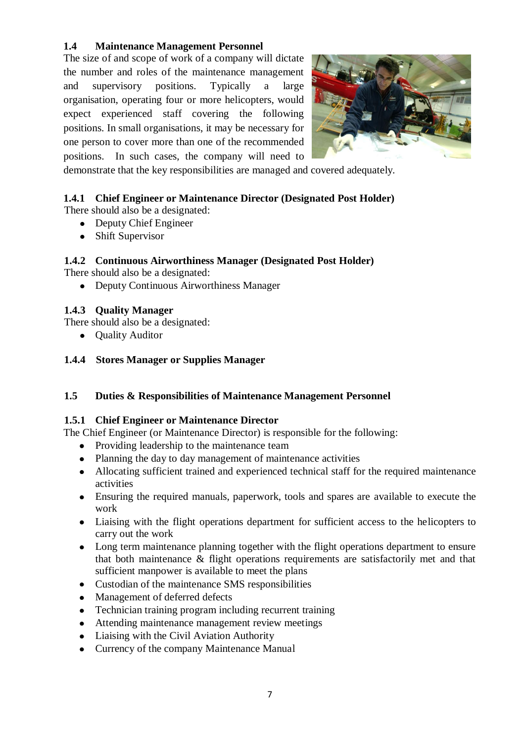## 1.4 Maintenance Management Personnel

The size of and scope of work of a company will dictate the number and roles of the maintenance management and supervisory positions. Typically a large organisation, operating four or more helicopters, would expect experienced staff covering the following positions. In small organisations, it may be necessary for one person to cover more than one of the recommended positions. In such cases, the company will need to demonstrate that the key responsibilities are managed and covered adequately.

### 1.4.1 Chief Engineer or Maintenance Director (Designated Post Holder)

There should also be a designated:

- Deputy Chief Engineer
- Shift Supervisor

### 1.4.2 Continuous Airworthiness Manager (Designated Post Holder)

There should also be a designated:

- Deputy Continuous Airworthiness Manager

### 1.4.3 Quality Manager

There should also be a designated:

- Quality Auditor

### 1.4.4 Stores Manager or Supplies Manager

## 1.5 Duties & Responsibilities of Maintenance Management Personnel

### 1.5.1 Chief Engineer or Maintenance Director

The Chief Engineer (or Maintenance Director) is responsible for the following:

- Providing leadership to the maintenance team
- Planning the day to day management of maintenance activities
- Allocating sufficient trained and experienced technical staff for the required maintenance activities
- Ensuring the required manuals, paperwork, tools and spares are available to execute the work
- Liaising with the flight operations department for sufficient access to the helicopters to carry out the work
- Long term maintenance planning together with the flight operations department to ensure that both maintenance & flight operations requirements are satisfactorily met and that sufficient manpower is available to meet the plans
- Custodian of the maintenance SMS responsibilities
- Management of deferred defects
- Technician training program including recurrent training
- Attending maintenance management review meetings
- Liaising with the Civil Aviation Authority
- Currency of the company Maintenance Manual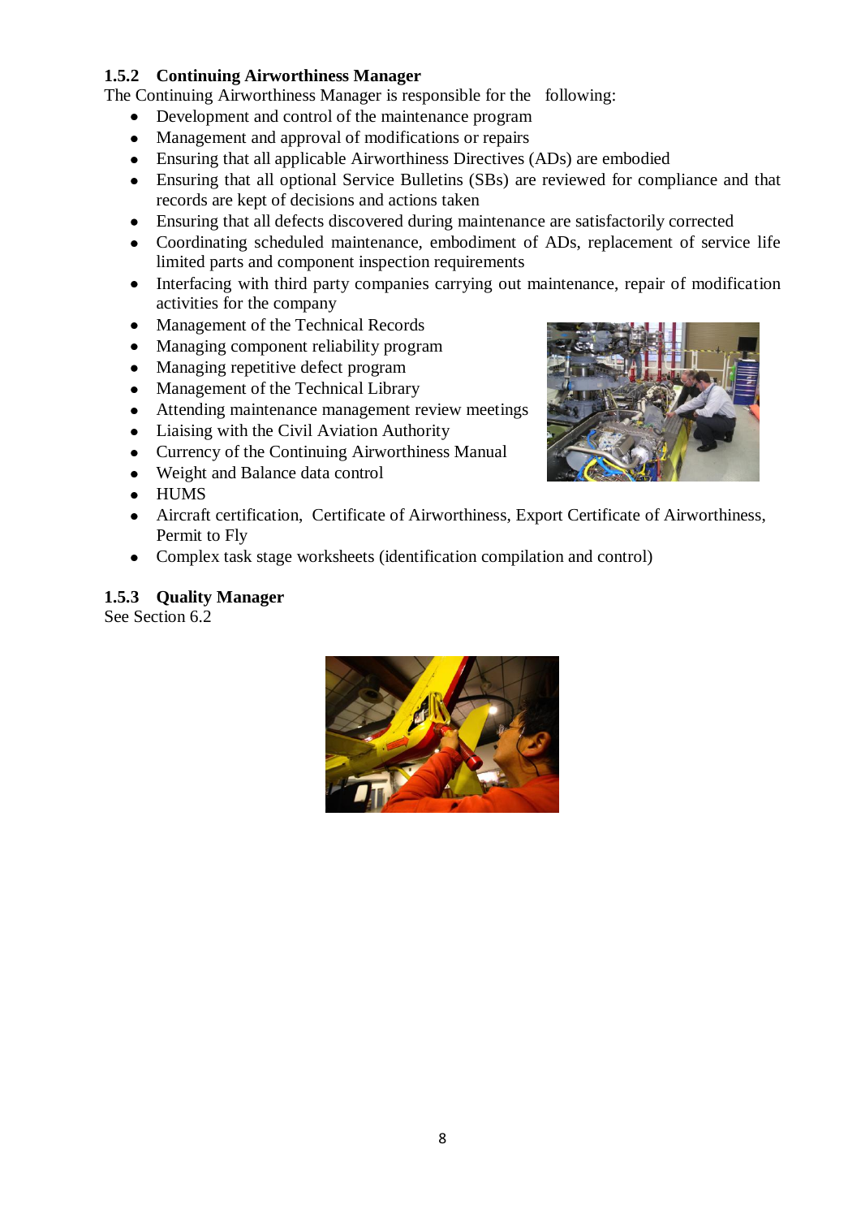### 1.5.2 Continuing Airworthiness Manager

The Continuing Airworthiness Manager is responsible for the following:

- Development and control of the maintenance program
- Management and approval of modifications or repairs
- Ensuring that all applicable Airworthiness Directives (ADs) are embodied
- Ensuring that all optional Service Bulletins (SBs) are reviewed for compliance and that records are kept of decisions and actions taken
- Ensuring that all defects discovered during maintenance are satisfactorily corrected
- Coordinating scheduled maintenance, embodiment of ADs, replacement of service life limited parts and component inspection requirements
- Interfacing with third party companies carrying out maintenance, repair of modification activities for the company
- Management of the Technical Records
- Managing component reliability program
- Managing repetitive defect program
- Management of the Technical Library
- Attending maintenance management review meetings
- Liaising with the Civil Aviation Authority
- Currency of the Continuing Airworthiness Manual
- Weight and Balance data control
- HUMS
- Aircraft certification, Certificate of Airworthiness, Export Certificate of Airworthiness, Permit to Fly
- Complex task stage worksheets (identification compilation and control)

### 1.5.3 Quality Manager

See Section 6.2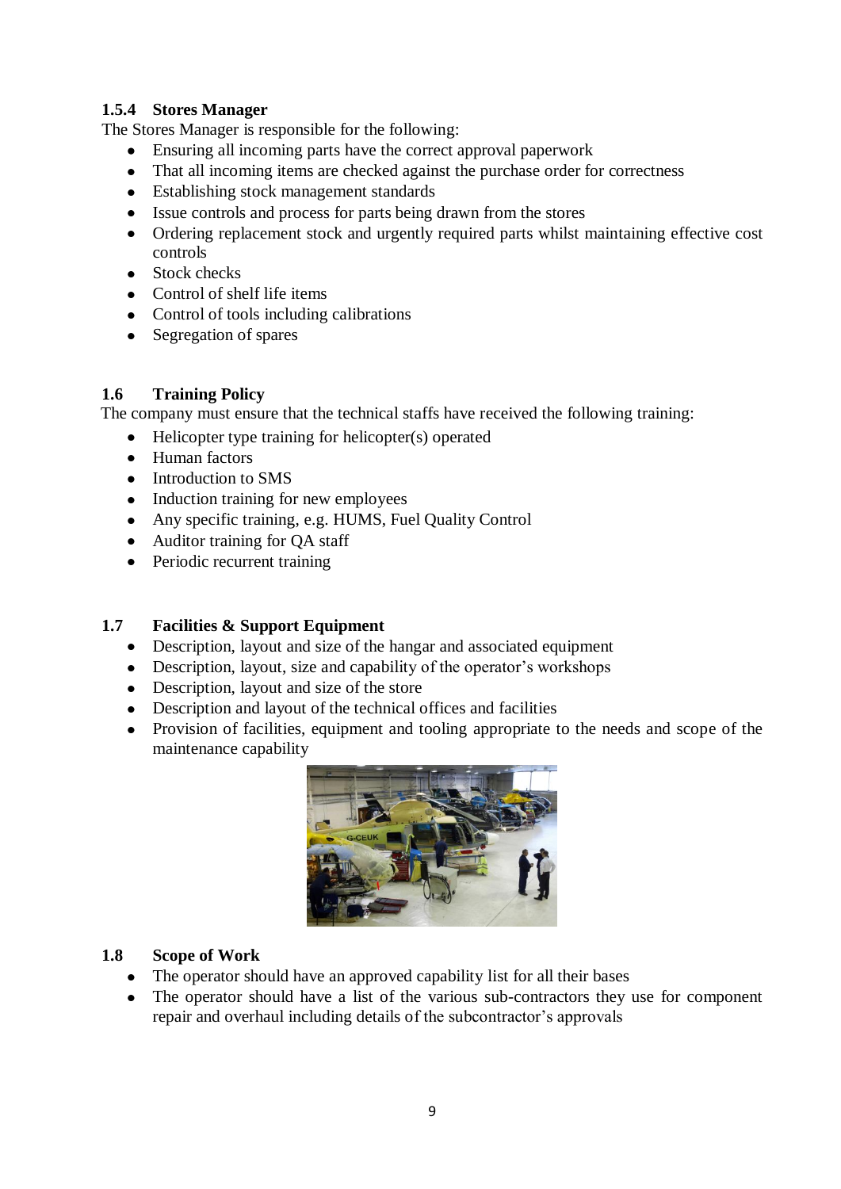### 1.5.4 Stores Manager

The Stores Manager is responsible for the following:

- Ensuring all incoming parts have the correct approval paperwork
- That all incoming items are checked against the purchase order for correctness
- Establishing stock management standards
- Issue controls and process for parts being drawn from the stores
- Ordering replacement stock and urgently required parts whilst maintaining effective cost controls
- Stock checks
- Control of shelf life items
- Control of tools including calibrations
- Segregation of spares

## 1.6 Training Policy

The company must ensure that the technical staffs have received the following training:

- Helicopter type training for helicopter(s) operated
- Human factors
- Introduction to SMS
- Induction training for new employees
- Any specific training, e.g. HUMS, Fuel Quality Control
- Auditor training for QA staff
- Periodic recurrent training

## 1.7 Facilities & Support Equipment

- Description, layout and size of the hangar and associated equipment
- Description, layout, size and capability of the operator's workshops
- Description, layout and size of the store
- Description and layout of the technical offices and facilities
- Provision of facilities, equipment and tooling appropriate to the needs and scope of the maintenance capability

## 1.8 Scope of Work

- The operator should have an approved capability list for all their bases
- The operator should have a list of the various sub-contractors they use for component repair and overhaul including details of the subcontractor's approvals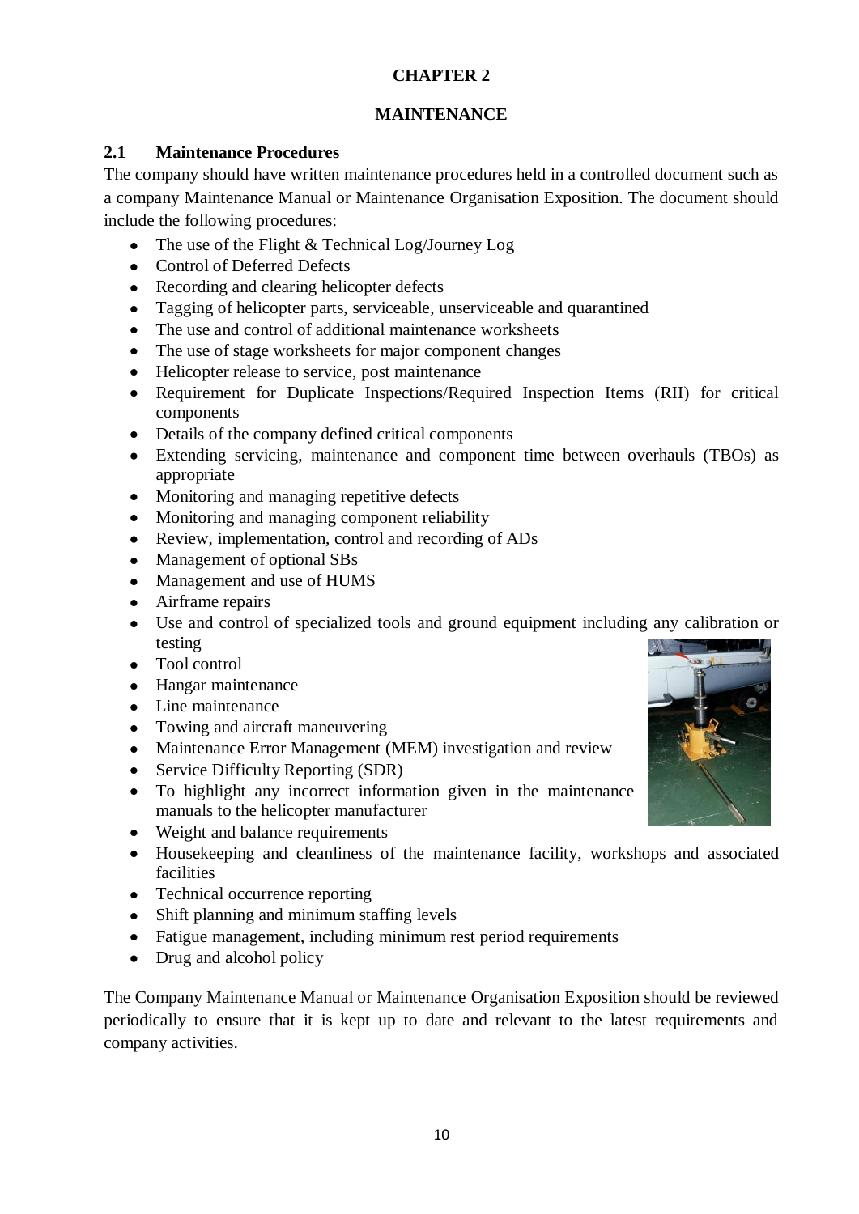# CHAPTER 2

# MAINTENANCE

## 2.1 Maintenance Procedures

The company should have written maintenance procedures held in a controlled document such as a company Maintenance Manual or Maintenance Organisation Exposition. The document should include the following procedures:

- The use of the Flight & Technical Log/Journey Log
- Control of Deferred Defects
- Recording and clearing helicopter defects
- Tagging of helicopter parts, serviceable, unserviceable and quarantined
- The use and control of additional maintenance worksheets
- The use of stage worksheets for major component changes
- Helicopter release to service, post maintenance
- Requirement for Duplicate Inspections/Required Inspection Items (RII) for critical components
- Details of the company defined critical components
- Extending servicing, maintenance and component time between overhauls (TBOs) as appropriate
- Monitoring and managing repetitive defects
- Monitoring and managing component reliability
- Review, implementation, control and recording of ADs
- Management of optional SBs
- Management and use of HUMS
- Airframe repairs
- Use and control of specialized tools and ground equipment including any calibration or testing
- Tool control
- Hangar maintenance
- Line maintenance
- Towing and aircraft maneuvering
- Maintenance Error Management (MEM) investigation and review
- Service Difficulty Reporting (SDR)
- To highlight any incorrect information given in the maintenance manuals to the helicopter manufacturer
- Weight and balance requirements
- Housekeeping and cleanliness of the maintenance facility, workshops and associated facilities
- Technical occurrence reporting
- Shift planning and minimum staffing levels
- Fatigue management, including minimum rest period requirements
- Drug and alcohol policy

The Company Maintenance Manual or Maintenance Organisation Exposition should be reviewed periodically to ensure that it is kept up to date and relevant to the latest requirements and company activities.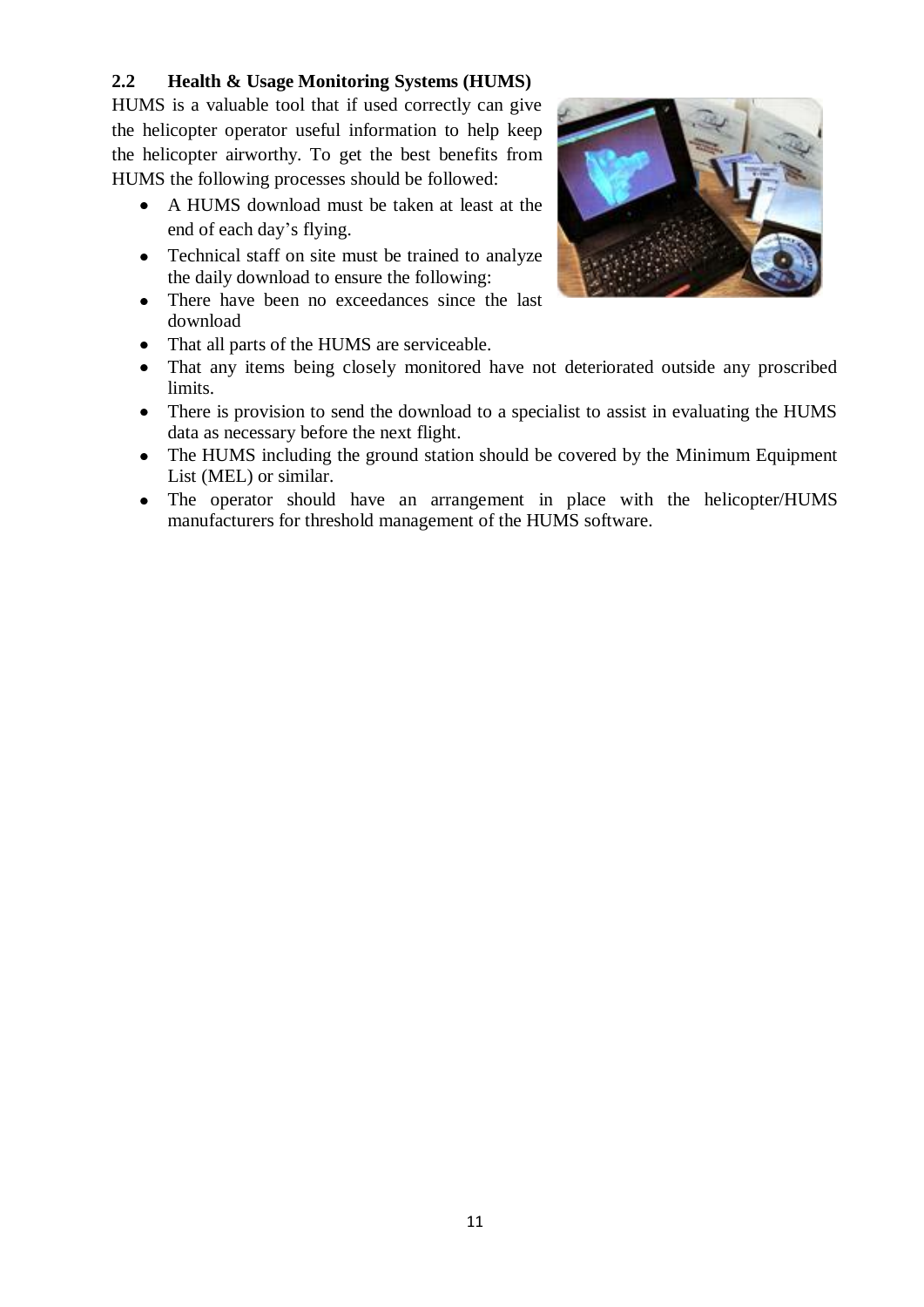## 2.2 Health & Usage Monitoring Systems (HUMS)

HUMS is a valuable tool that if used correctly can give the helicopter operator useful information to help keep the helicopter airworthy. To get the best benefits from HUMS the following processes should be followed:

- A HUMS download must be taken at least at the end of each day's flying.
- Technical staff on site must be trained to analyze the daily download to ensure the following:
- There have been no exceedances since the last download
- That all parts of the HUMS are serviceable.
- That any items being closely monitored have not deteriorated outside any proscribed limits.
- There is provision to send the download to a specialist to assist in evaluating the HUMS data as necessary before the next flight.
- The HUMS including the ground station should be covered by the Minimum Equipment List (MEL) or similar.
- The operator should have an arrangement in place with the helicopter/HUMS manufacturers for threshold management of the HUMS software.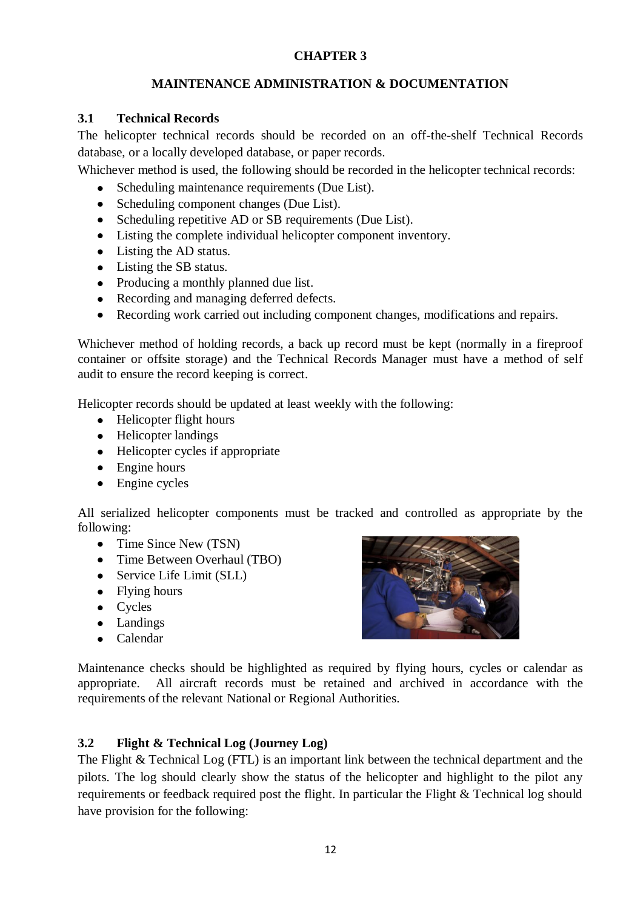# CHAPTER 3

## MAINTENANCE ADMINISTRATION & DOCUMENTATION

### 3.1 Technical Records

The helicopter technical records should be recorded on an off-the-shelf Technical Records database, or a locally developed database, or paper records.

Whichever method is used, the following should be recorded in the helicopter technical records:

- Scheduling maintenance requirements (Due List).
- Scheduling component changes (Due List).
- Scheduling repetitive AD or SB requirements (Due List).
- Listing the complete individual helicopter component inventory.
- Listing the AD status.
- Listing the SB status.
- Producing a monthly planned due list.
- Recording and managing deferred defects.
- Recording work carried out including component changes, modifications and repairs.

Whichever method of holding records, a back up record must be kept (normally in a fireproof container or offsite storage) and the Technical Records Manager must have a method of self audit to ensure the record keeping is correct.

Helicopter records should be updated at least weekly with the following:

- Helicopter flight hours
- Helicopter landings
- Helicopter cycles if appropriate
- Engine hours
- Engine cycles

All serialized helicopter components must be tracked and controlled as appropriate by the following:

- Time Since New (TSN)
- Time Between Overhaul (TBO)
- Service Life Limit (SLL)
- Flying hours
- Cycles
- Landings
- Calendar

Maintenance checks should be highlighted as required by flying hours, cycles or calendar as appropriate. All aircraft records must be retained and archived in accordance with the requirements of the relevant National or Regional Authorities.

### 3.2 Flight & Technical Log (Journey Log)

The Flight & Technical Log (FTL) is an important link between the technical department and the pilots. The log should clearly show the status of the helicopter and highlight to the pilot any requirements or feedback required post the flight. In particular the Flight & Technical log should have provision for the following: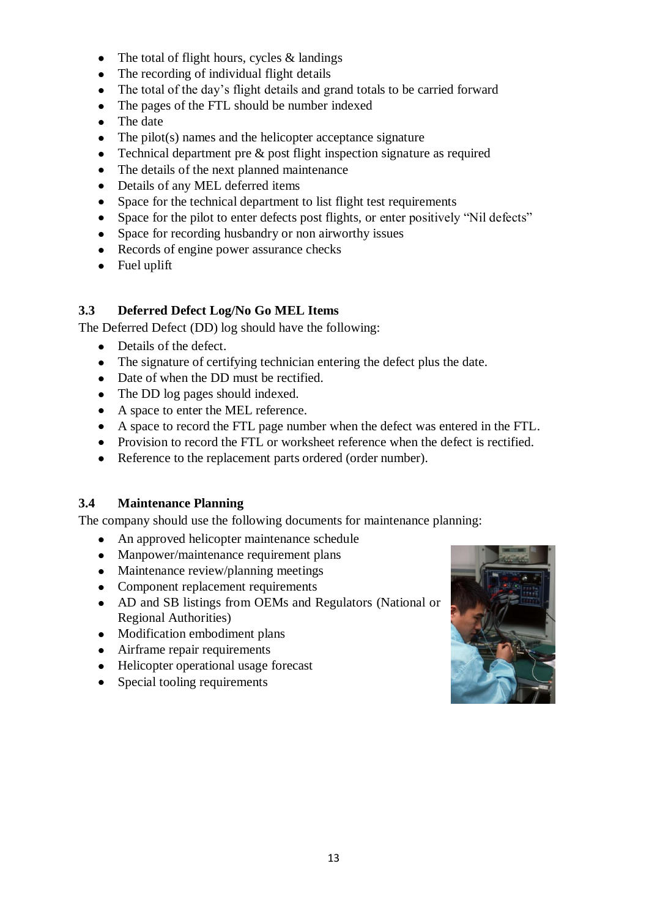- The total of flight hours, cycles & landings
- The recording of individual flight details
- The total of the day's flight details and grand totals to be carried forward
- The pages of the FTL should be number indexed
- The date
- The pilot(s) names and the helicopter acceptance signature
- Technical department pre & post flight inspection signature as required
- The details of the next planned maintenance
- Details of any MEL deferred items
- Space for the technical department to list flight test requirements
- Space for the pilot to enter defects post flights, or enter positively "Nil defects"
- Space for recording husbandry or non airworthy issues
- Records of engine power assurance checks
- Fuel uplift

### 3.3 Deferred Defect Log/No Go MEL Items

The Deferred Defect (DD) log should have the following:

- Details of the defect.
- The signature of certifying technician entering the defect plus the date.
- Date of when the DD must be rectified.
- The DD log pages should indexed.
- A space to enter the MEL reference.
- A space to record the FTL page number when the defect was entered in the FTL.
- Provision to record the FTL or worksheet reference when the defect is rectified.
- Reference to the replacement parts ordered (order number).

### 3.4 Maintenance Planning

The company should use the following documents for maintenance planning:

- An approved helicopter maintenance schedule
- Manpower/maintenance requirement plans
- Maintenance review/planning meetings
- Component replacement requirements
- AD and SB listings from OEMs and Regulators (National or Regional Authorities)
- Modification embodiment plans
- Airframe repair requirements
- Helicopter operational usage forecast
- Special tooling requirements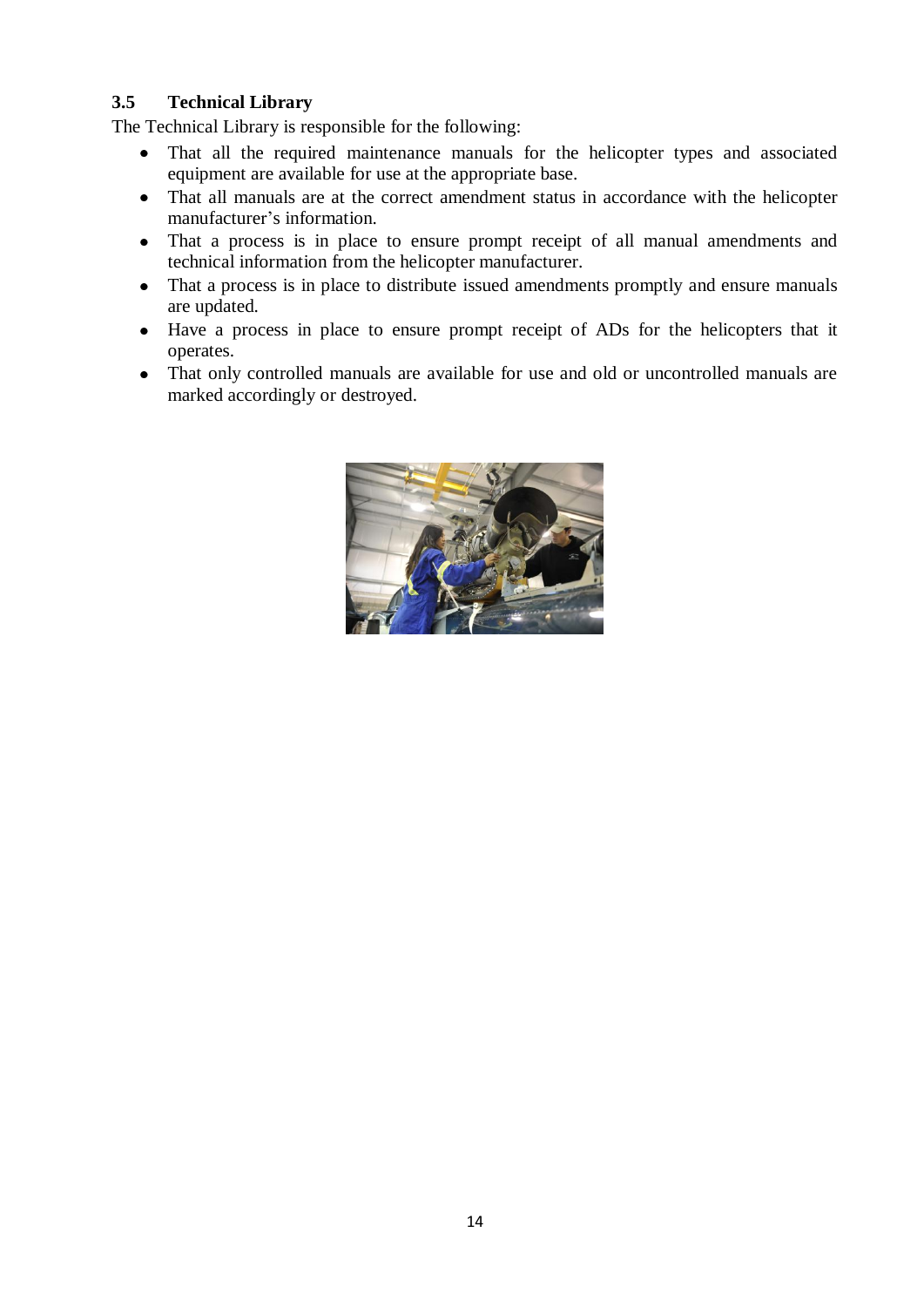### 3.5 Technical Library

The Technical Library is responsible for the following:

- That all the required maintenance manuals for the helicopter types and associated equipment are available for use at the appropriate base.
- That all manuals are at the correct amendment status in accordance with the helicopter manufacturer's information.
- That a process is in place to ensure prompt receipt of all manual amendments and technical information from the helicopter manufacturer.
- That a process is in place to distribute issued amendments promptly and ensure manuals are updated.
- Have a process in place to ensure prompt receipt of ADs for the helicopters that it operates.
- That only controlled manuals are available for use and old or uncontrolled manuals are marked accordingly or destroyed.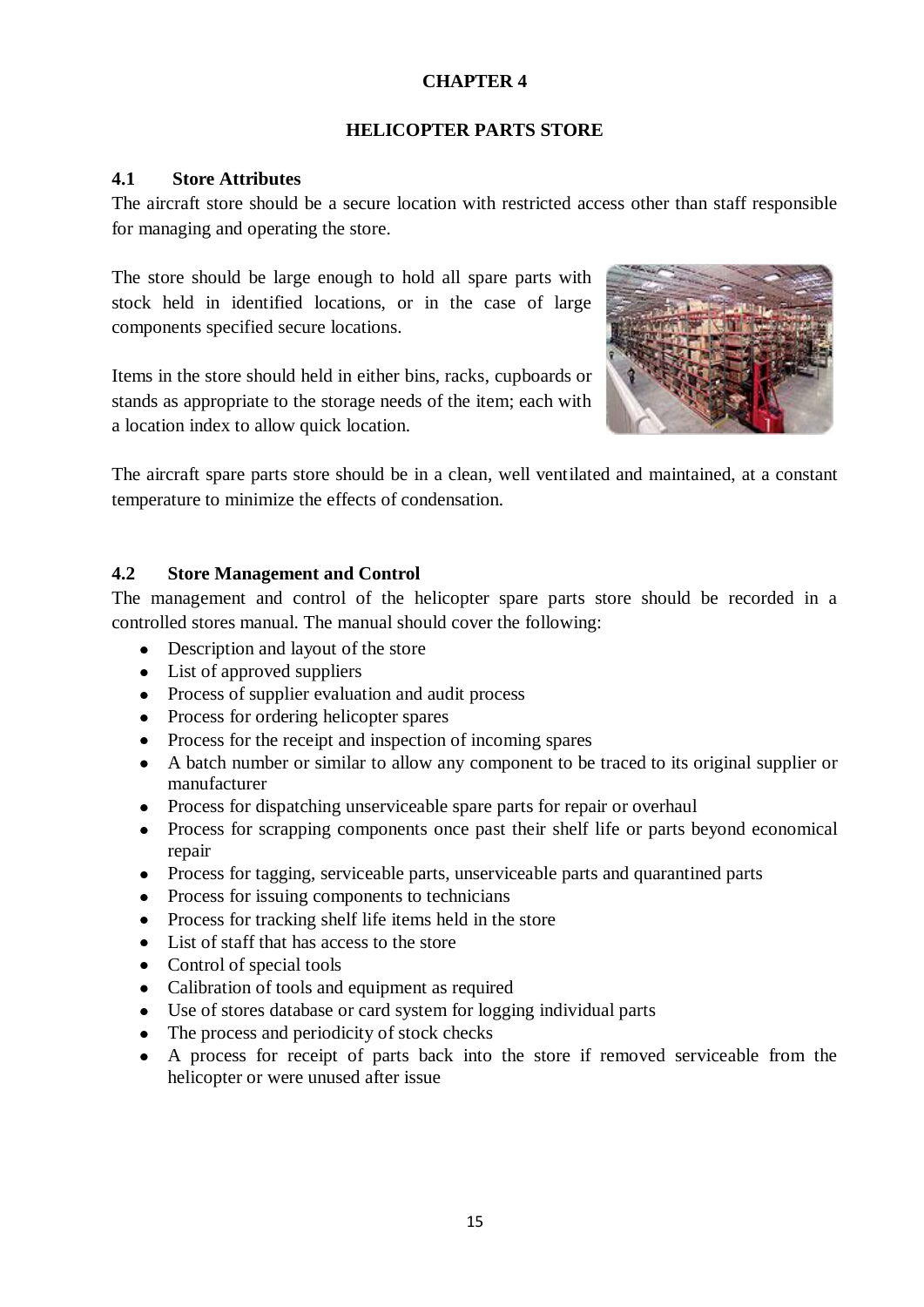# CHAPTER 4

## HELICOPTER PARTS STORE

### 4.1 Store Attributes

The aircraft store should be a secure location with restricted access other than staff responsible for managing and operating the store.

The store should be large enough to hold all spare parts with stock held in identified locations, or in the case of large components specified secure locations.

Items in the store should held in either bins, racks, cupboards or stands as appropriate to the storage needs of the item; each with a location index to allow quick location.

The aircraft spare parts store should be in a clean, well ventilated and maintained, at a constant temperature to minimize the effects of condensation.

### 4.2 Store Management and Control

The management and control of the helicopter spare parts store should be recorded in a controlled stores manual. The manual should cover the following:

- Description and layout of the store
- List of approved suppliers
- Process of supplier evaluation and audit process
- Process for ordering helicopter spares
- Process for the receipt and inspection of incoming spares
- A batch number or similar to allow any component to be traced to its original supplier or manufacturer
- Process for dispatching unserviceable spare parts for repair or overhaul
- Process for scrapping components once past their shelf life or parts beyond economical repair
- Process for tagging, serviceable parts, unserviceable parts and quarantined parts
- Process for issuing components to technicians
- Process for tracking shelf life items held in the store
- List of staff that has access to the store
- Control of special tools
- Calibration of tools and equipment as required
- Use of stores database or card system for logging individual parts
- The process and periodicity of stock checks
- A process for receipt of parts back into the store if removed serviceable from the helicopter or were unused after issue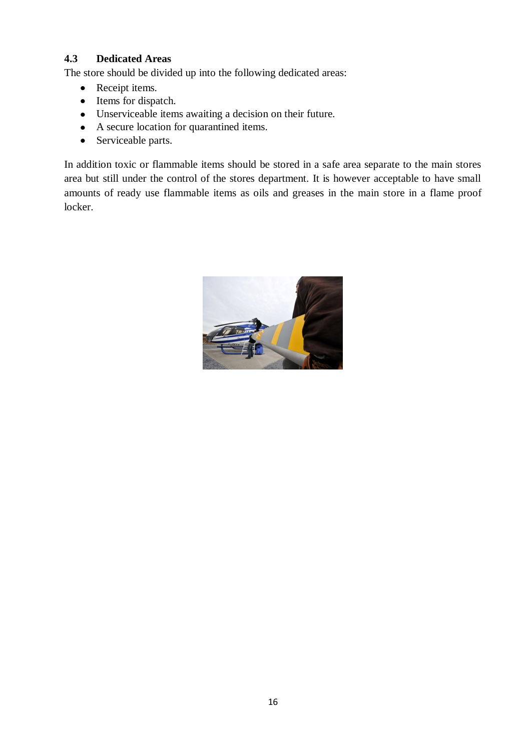### 4.3 Dedicated Areas

The store should be divided up into the following dedicated areas:

- Receipt items.
- Items for dispatch.
- Unserviceable items awaiting a decision on their future.
- A secure location for quarantined items.
- Serviceable parts.

In addition toxic or flammable items should be stored in a safe area separate to the main stores area but still under the control of the stores department. It is however acceptable to have small amounts of ready use flammable items as oils and greases in the main store in a flame proof locker.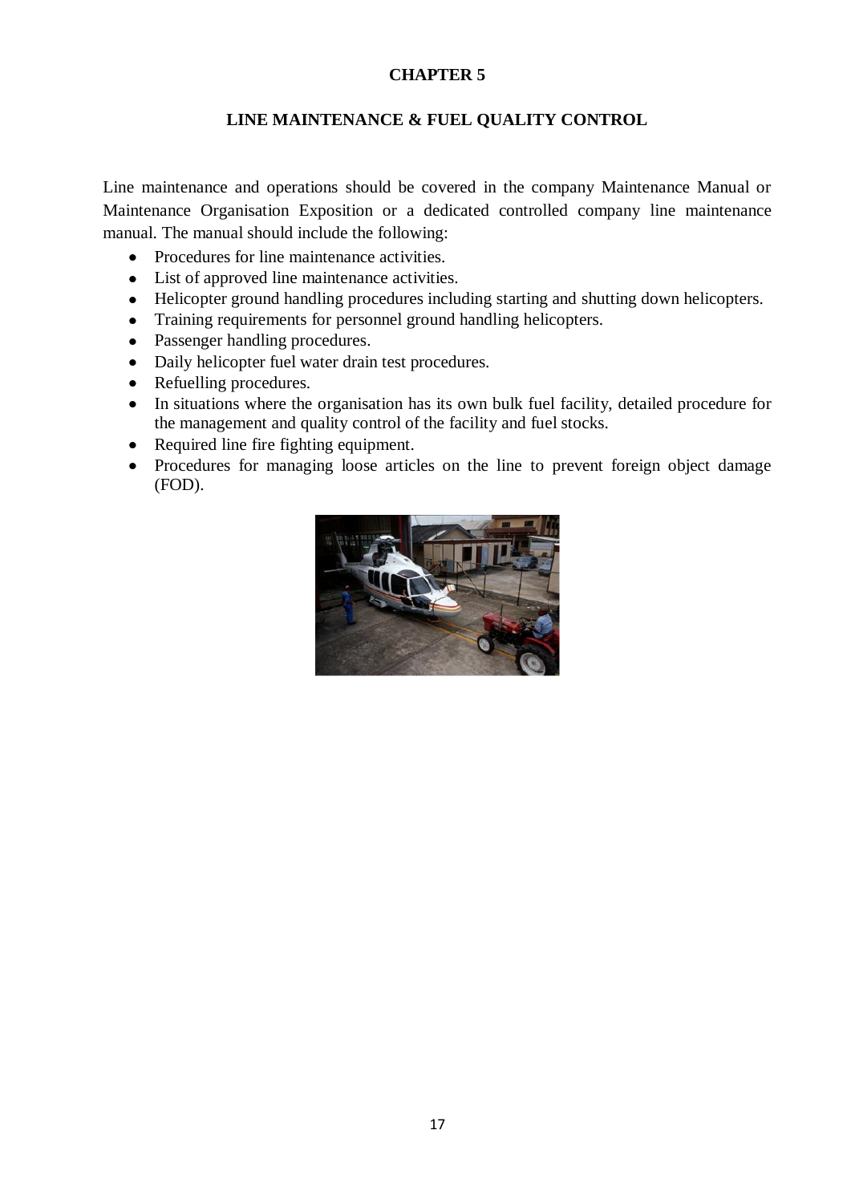# CHAPTER 5

## LINE MAINTENANCE & FUEL QUALITY CONTROL

Line maintenance and operations should be covered in the company Maintenance Manual or Maintenance Organisation Exposition or a dedicated controlled company line maintenance manual. The manual should include the following:

- Procedures for line maintenance activities.
- List of approved line maintenance activities.
- Helicopter ground handling procedures including starting and shutting down helicopters.
- Training requirements for personnel ground handling helicopters.
- Passenger handling procedures.
- Daily helicopter fuel water drain test procedures.
- Refuelling procedures.
- In situations where the organisation has its own bulk fuel facility, detailed procedure for the management and quality control of the facility and fuel stocks.
- Required line fire fighting equipment.
- Procedures for managing loose articles on the line to prevent foreign object damage (FOD).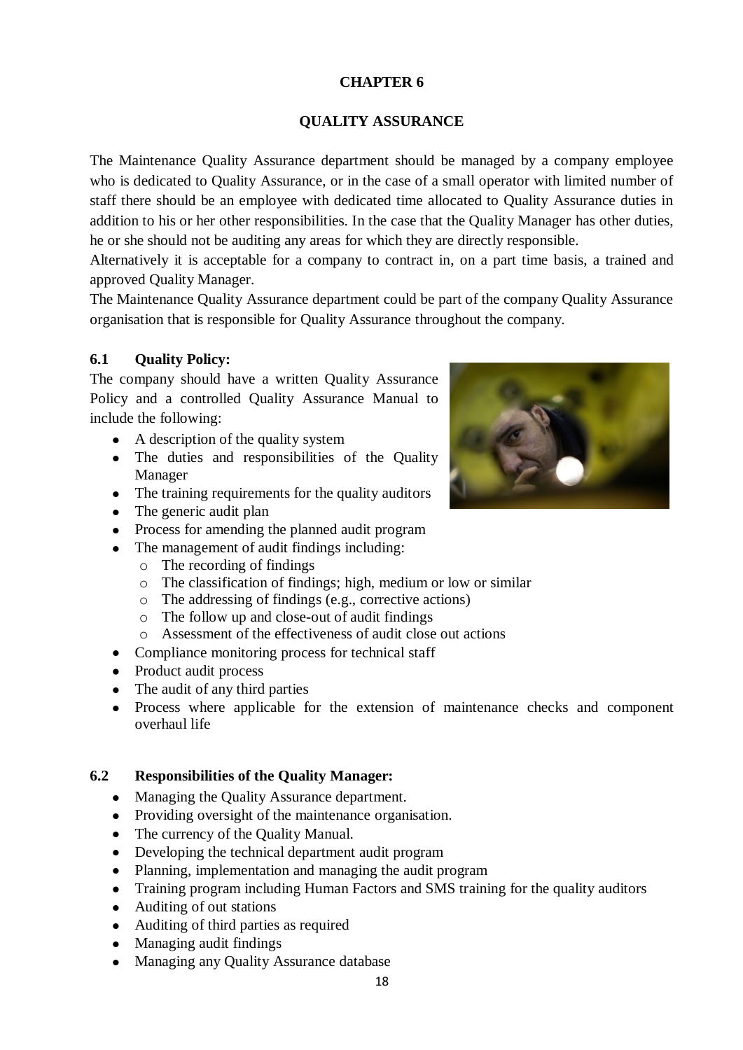# CHAPTER 6

## QUALITY ASSURANCE

The Maintenance Quality Assurance department should be managed by a company employee who is dedicated to Quality Assurance, or in the case of a small operator with limited number of staff there should be an employee with dedicated time allocated to Quality Assurance duties in addition to his or her other responsibilities. In the case that the Quality Manager has other duties, he or she should not be auditing any areas for which they are directly responsible.

Alternatively it is acceptable for a company to contract in, on a part time basis, a trained and approved Quality Manager.

The Maintenance Quality Assurance department could be part of the company Quality Assurance organisation that is responsible for Quality Assurance throughout the company.

### 6.1 Quality Policy:

The company should have a written Quality Assurance Policy and a controlled Quality Assurance Manual to include the following:

- A description of the quality system
- The duties and responsibilities of the Quality Manager
- The training requirements for the quality auditors
- The generic audit plan
- Process for amending the planned audit program
- The management of audit findings including:
  - The recording of findings
  - The classification of findings; high, medium or low or similar
  - The addressing of findings (e.g., corrective actions)
  - The follow up and close-out of audit findings
  - Assessment of the effectiveness of audit close out actions
- Compliance monitoring process for technical staff
- Product audit process
- The audit of any third parties
- Process where applicable for the extension of maintenance checks and component overhaul life

### 6.2 Responsibilities of the Quality Manager:

- Managing the Quality Assurance department.
- Providing oversight of the maintenance organisation.
- The currency of the Quality Manual.
- Developing the technical department audit program
- Planning, implementation and managing the audit program
- Training program including Human Factors and SMS training for the quality auditors
- Auditing of out stations
- Auditing of third parties as required
- Managing audit findings
- Managing any Quality Assurance database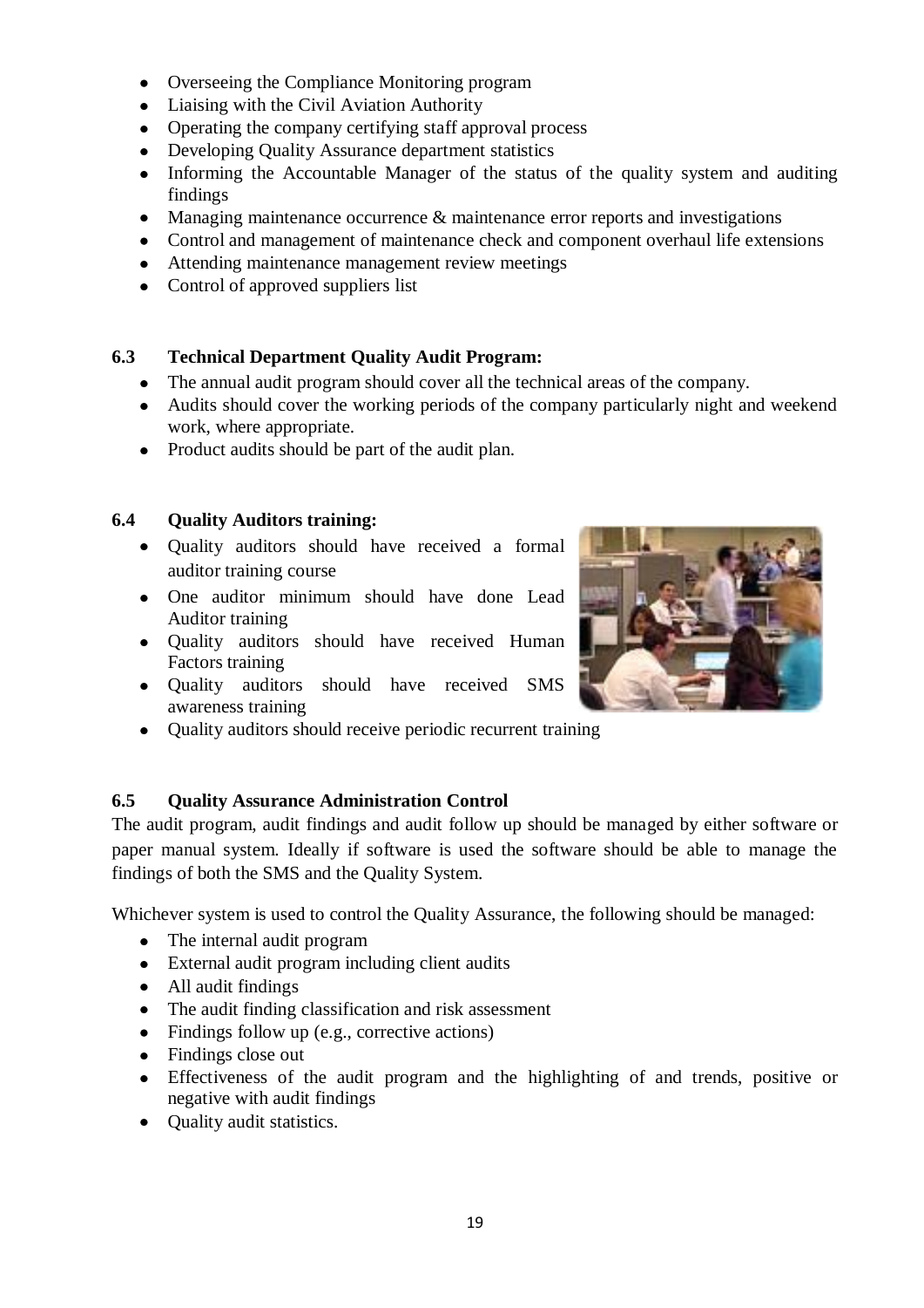- Overseeing the Compliance Monitoring program
- Liaising with the Civil Aviation Authority
- Operating the company certifying staff approval process
- Developing Quality Assurance department statistics
- Informing the Accountable Manager of the status of the quality system and auditing findings
- Managing maintenance occurrence & maintenance error reports and investigations
- Control and management of maintenance check and component overhaul life extensions
- Attending maintenance management review meetings
- Control of approved suppliers list

### 6.3 Technical Department Quality Audit Program:

- The annual audit program should cover all the technical areas of the company.
- Audits should cover the working periods of the company particularly night and weekend work, where appropriate.
- Product audits should be part of the audit plan.

### 6.4 Quality Auditors training:

- Quality auditors should have received a formal auditor training course
- One auditor minimum should have done Lead Auditor training
- Quality auditors should have received Human Factors training
- Quality auditors should have received SMS awareness training
- Quality auditors should receive periodic recurrent training

### 6.5 Quality Assurance Administration Control

The audit program, audit findings and audit follow up should be managed by either software or paper manual system. Ideally if software is used the software should be able to manage the findings of both the SMS and the Quality System.

Whichever system is used to control the Quality Assurance, the following should be managed:

- The internal audit program
- External audit program including client audits
- All audit findings
- The audit finding classification and risk assessment
- Findings follow up (e.g., corrective actions)
- Findings close out
- Effectiveness of the audit program and the highlighting of and trends, positive or negative with audit findings
- Quality audit statistics.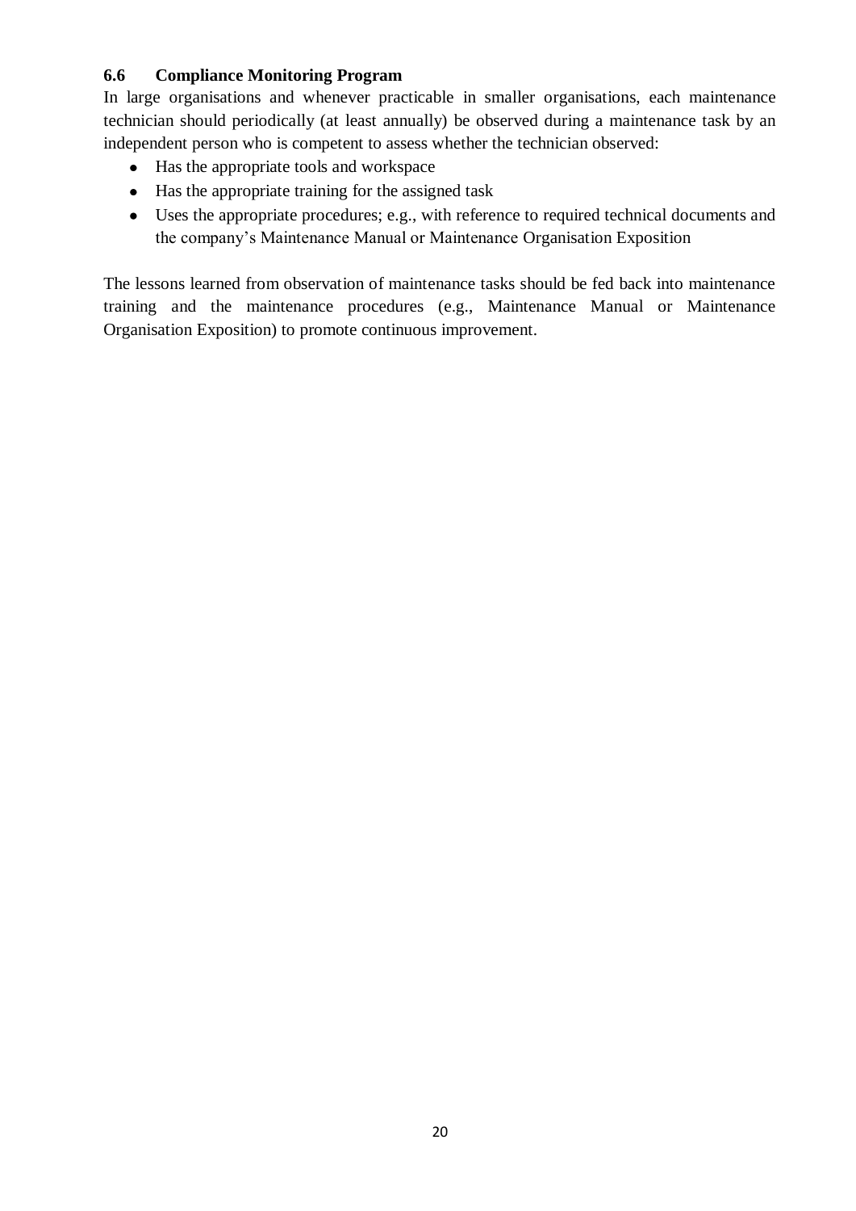### 6.6 Compliance Monitoring Program

In large organisations and whenever practicable in smaller organisations, each maintenance technician should periodically (at least annually) be observed during a maintenance task by an independent person who is competent to assess whether the technician observed:

- Has the appropriate tools and workspace
- Has the appropriate training for the assigned task
- Uses the appropriate procedures; e.g., with reference to required technical documents and the company's Maintenance Manual or Maintenance Organisation Exposition

The lessons learned from observation of maintenance tasks should be fed back into maintenance training and the maintenance procedures (e.g., Maintenance Manual or Maintenance Organisation Exposition) to promote continuous improvement.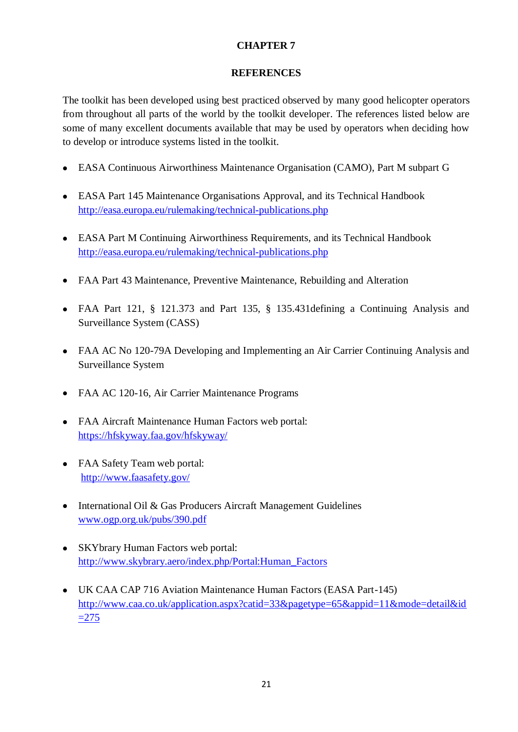# CHAPTER 7

## REFERENCES

The toolkit has been developed using best practiced observed by many good helicopter operators from throughout all parts of the world by the toolkit developer. The references listed below are some of many excellent documents available that may be used by operators when deciding how to develop or introduce systems listed in the toolkit.

- EASA Continuous Airworthiness Maintenance Organisation (CAMO), Part M subpart G
- EASA Part 145 Maintenance Organisations Approval, and its Technical Handbook http://easa.europa.eu/rulemaking/technical-publications.php
- EASA Part M Continuing Airworthiness Requirements, and its Technical Handbook http://easa.europa.eu/rulemaking/technical-publications.php
- FAA Part 43 Maintenance, Preventive Maintenance, Rebuilding and Alteration
- FAA Part 121, § 121.373 and Part 135, § 135.431defining a Continuing Analysis and Surveillance System (CASS)
- FAA AC No 120-79A Developing and Implementing an Air Carrier Continuing Analysis and Surveillance System
- FAA AC 120-16, Air Carrier Maintenance Programs
- FAA Aircraft Maintenance Human Factors web portal: https://hfskyway.faa.gov/hfskyway/
- FAA Safety Team web portal: http://www.faasafety.gov/
- International Oil & Gas Producers Aircraft Management Guidelines www.ogp.org.uk/pubs/390.pdf
- SKYbrary Human Factors web portal: http://www.skybrary.aero/index.php/Portal:Human_Factors
- UK CAA CAP 716 Aviation Maintenance Human Factors (EASA Part-145) http://www.caa.co.uk/application.aspx?catid=33&pagetype=65&appid=11&mode=detail&id=275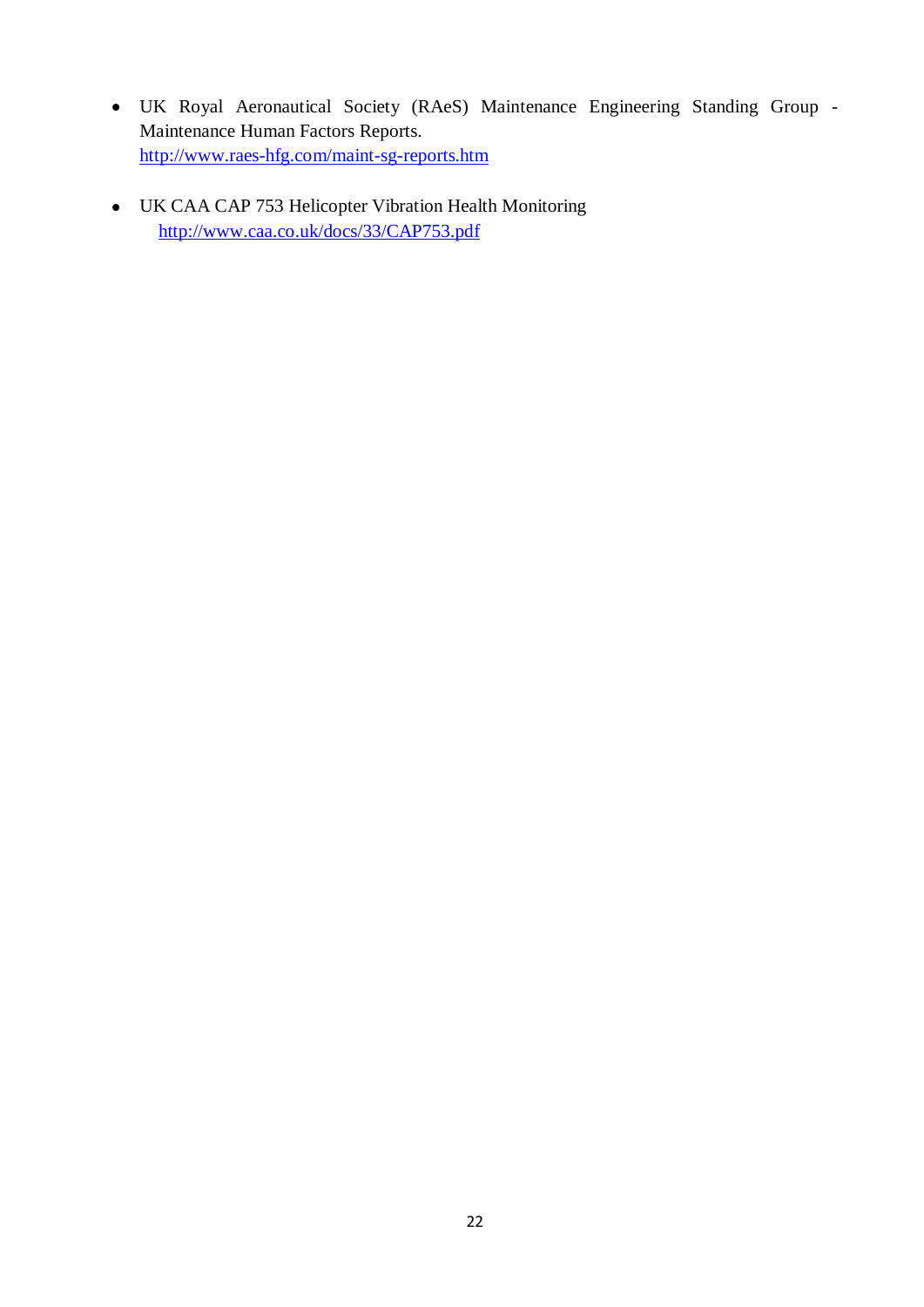- UK Royal Aeronautical Society (RAeS) Maintenance Engineering Standing Group - Maintenance Human Factors Reports.
  http://www.raes-hfg.com/maint-sg-reports.htm

- UK CAA CAP 753 Helicopter Vibration Health Monitoring
  http://www.caa.co.uk/docs/33/CAP753.pdf